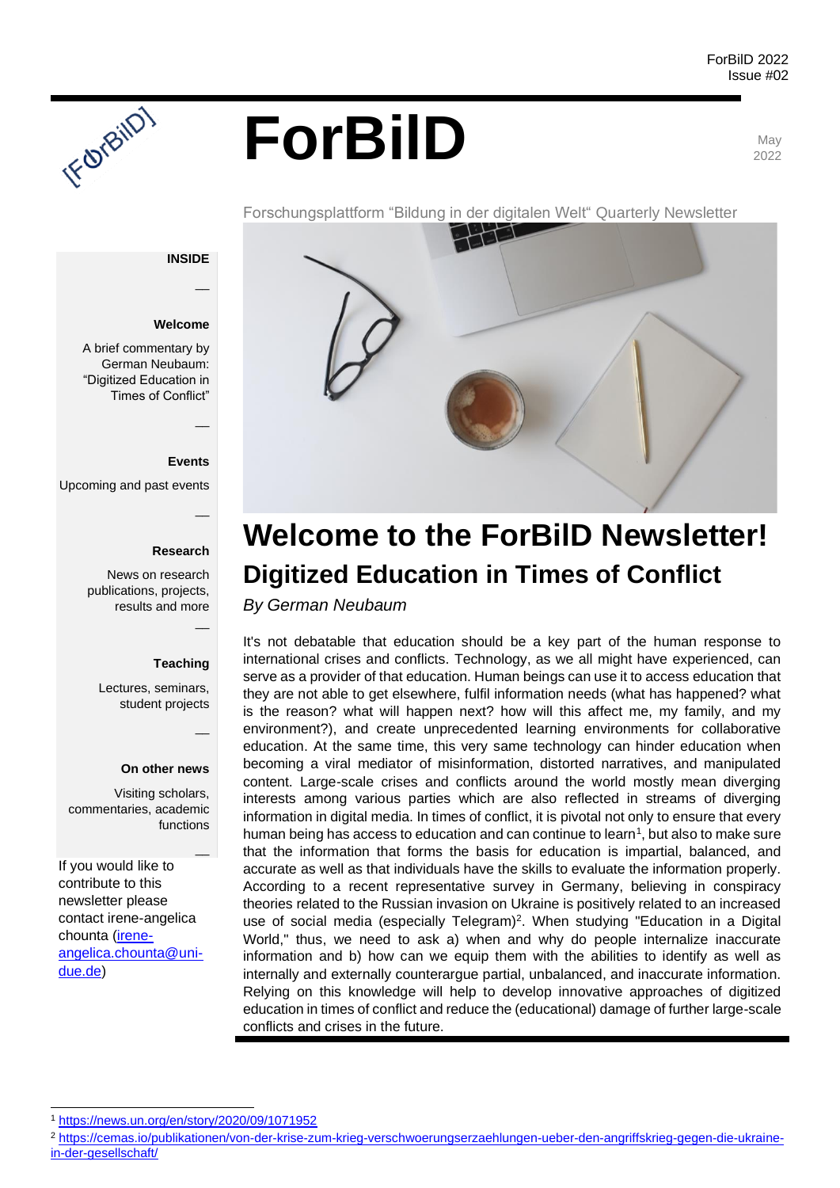ForBilD 2022
Issue #02

# ForBilD

May 2022

Forschungsplattform "Bildung in der digitalen Welt" Quarterly Newsletter

**INSIDE**

—

**Welcome**

A brief commentary by German Neubaum: "Digitized Education in Times of Conflict"

—

**Events**

Upcoming and past events

—

**Research**

News on research publications, projects, results and more

—

**Teaching**

Lectures, seminars, student projects

—

**On other news**

Visiting scholars, commentaries, academic functions

—

If you would like to contribute to this newsletter please contact irene-angelica chounta (irene-angelica.chounta@uni-due.de)

# Welcome to the ForBilD Newsletter!

## Digitized Education in Times of Conflict

*By German Neubaum*

It's not debatable that education should be a key part of the human response to international crises and conflicts. Technology, as we all might have experienced, can serve as a provider of that education. Human beings can use it to access education that they are not able to get elsewhere, fulfil information needs (what has happened? what is the reason? what will happen next? how will this affect me, my family, and my environment?), and create unprecedented learning environments for collaborative education. At the same time, this very same technology can hinder education when becoming a viral mediator of misinformation, distorted narratives, and manipulated content. Large-scale crises and conflicts around the world mostly mean diverging interests among various parties which are also reflected in streams of diverging information in digital media. In times of conflict, it is pivotal not only to ensure that every human being has access to education and can continue to learn[1], but also to make sure that the information that forms the basis for education is impartial, balanced, and accurate as well as that individuals have the skills to evaluate the information properly. According to a recent representative survey in Germany, believing in conspiracy theories related to the Russian invasion on Ukraine is positively related to an increased use of social media (especially Telegram)[2]. When studying "Education in a Digital World," thus, we need to ask a) when and why do people internalize inaccurate information and b) how can we equip them with the abilities to identify as well as internally and externally counterargue partial, unbalanced, and inaccurate information. Relying on this knowledge will help to develop innovative approaches of digitized education in times of conflict and reduce the (educational) damage of further large-scale conflicts and crises in the future.

---

[1] https://news.un.org/en/story/2020/09/1071952

[2] https://cemas.io/publikationen/von-der-krise-zum-krieg-verschwoerungserzaehlungen-ueber-den-angriffskrieg-gegen-die-ukraine-in-der-gesellschaft/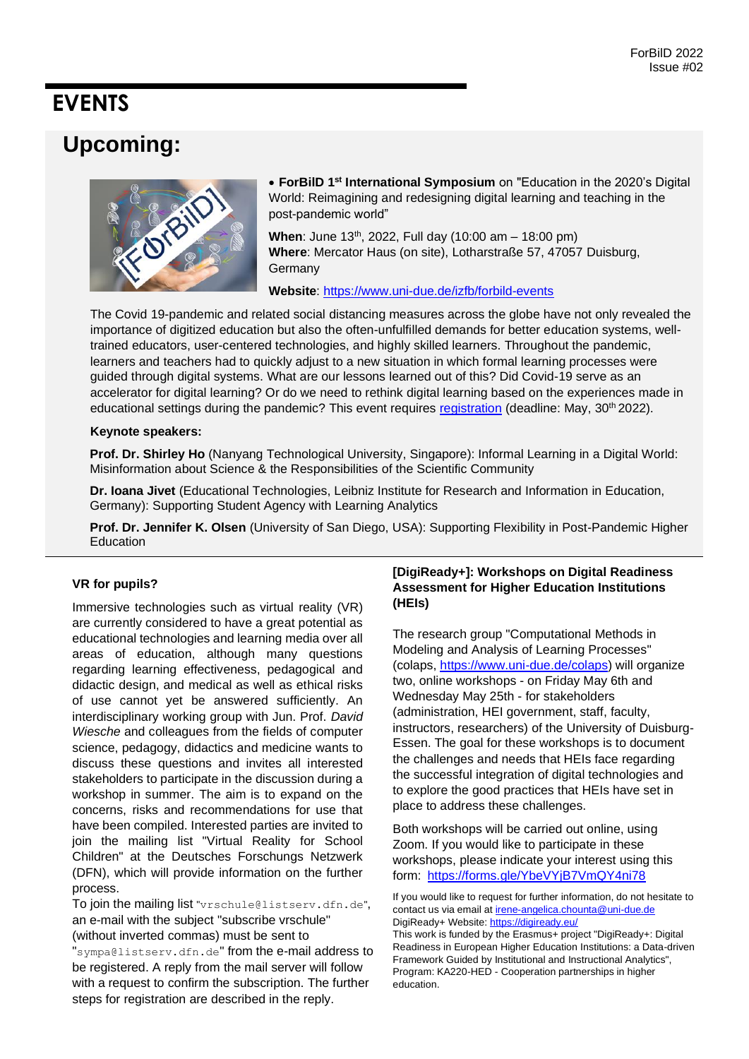# EVENTS

## Upcoming:

- **ForBilD 1st International Symposium** on "Education in the 2020's Digital World: Reimagining and redesigning digital learning and teaching in the post-pandemic world"

**When**: June 13th, 2022, Full day (10:00 am – 18:00 pm)
**Where**: Mercator Haus (on site), Lotharstraße 57, 47057 Duisburg, Germany

**Website**: https://www.uni-due.de/izfb/forbild-events

The Covid 19-pandemic and related social distancing measures across the globe have not only revealed the importance of digitized education but also the often-unfulfilled demands for better education systems, well-trained educators, user-centered technologies, and highly skilled learners. Throughout the pandemic, learners and teachers had to quickly adjust to a new situation in which formal learning processes were guided through digital systems. What are our lessons learned out of this? Did Covid-19 serve as an accelerator for digital learning? Or do we need to rethink digital learning based on the experiences made in educational settings during the pandemic? This event requires registration (deadline: May, 30th 2022).

**Keynote speakers:**

**Prof. Dr. Shirley Ho** (Nanyang Technological University, Singapore): Informal Learning in a Digital World: Misinformation about Science & the Responsibilities of the Scientific Community

**Dr. Ioana Jivet** (Educational Technologies, Leibniz Institute for Research and Information in Education, Germany): Supporting Student Agency with Learning Analytics

**Prof. Dr. Jennifer K. Olsen** (University of San Diego, USA): Supporting Flexibility in Post-Pandemic Higher Education

---

### VR for pupils?

Immersive technologies such as virtual reality (VR) are currently considered to have a great potential as educational technologies and learning media over all areas of education, although many questions regarding learning effectiveness, pedagogical and didactic design, and medical as well as ethical risks of use cannot yet be answered sufficiently. An interdisciplinary working group with Jun. Prof. *David Wiesche* and colleagues from the fields of computer science, pedagogy, didactics and medicine wants to discuss these questions and invites all interested stakeholders to participate in the discussion during a workshop in summer. The aim is to expand on the concerns, risks and recommendations for use that have been compiled. Interested parties are invited to join the mailing list "Virtual Reality for School Children" at the Deutsches Forschungs Netzwerk (DFN), which will provide information on the further process.

To join the mailing list "vrschule@listserv.dfn.de", an e-mail with the subject "subscribe vrschule" (without inverted commas) must be sent to "sympa@listserv.dfn.de" from the e-mail address to be registered. A reply from the mail server will follow with a request to confirm the subscription. The further steps for registration are described in the reply.

### [DigiReady+]: Workshops on Digital Readiness Assessment for Higher Education Institutions (HEIs)

The research group "Computational Methods in Modeling and Analysis of Learning Processes" (colaps, https://www.uni-due.de/colaps) will organize two, online workshops - on Friday May 6th and Wednesday May 25th - for stakeholders (administration, HEI government, staff, faculty, instructors, researchers) of the University of Duisburg-Essen. The goal for these workshops is to document the challenges and needs that HEIs face regarding the successful integration of digital technologies and to explore the good practices that HEIs have set in place to address these challenges.

Both workshops will be carried out online, using Zoom. If you would like to participate in these workshops, please indicate your interest using this form: https://forms.gle/YbeVYjB7VmQY4ni78

If you would like to request for further information, do not hesitate to contact us via email at irene-angelica.chounta@uni-due.de
DigiReady+ Website: https://digiready.eu/
This work is funded by the Erasmus+ project "DigiReady+: Digital Readiness in European Higher Education Institutions: a Data-driven Framework Guided by Institutional and Instructional Analytics", Program: KA220-HED - Cooperation partnerships in higher education.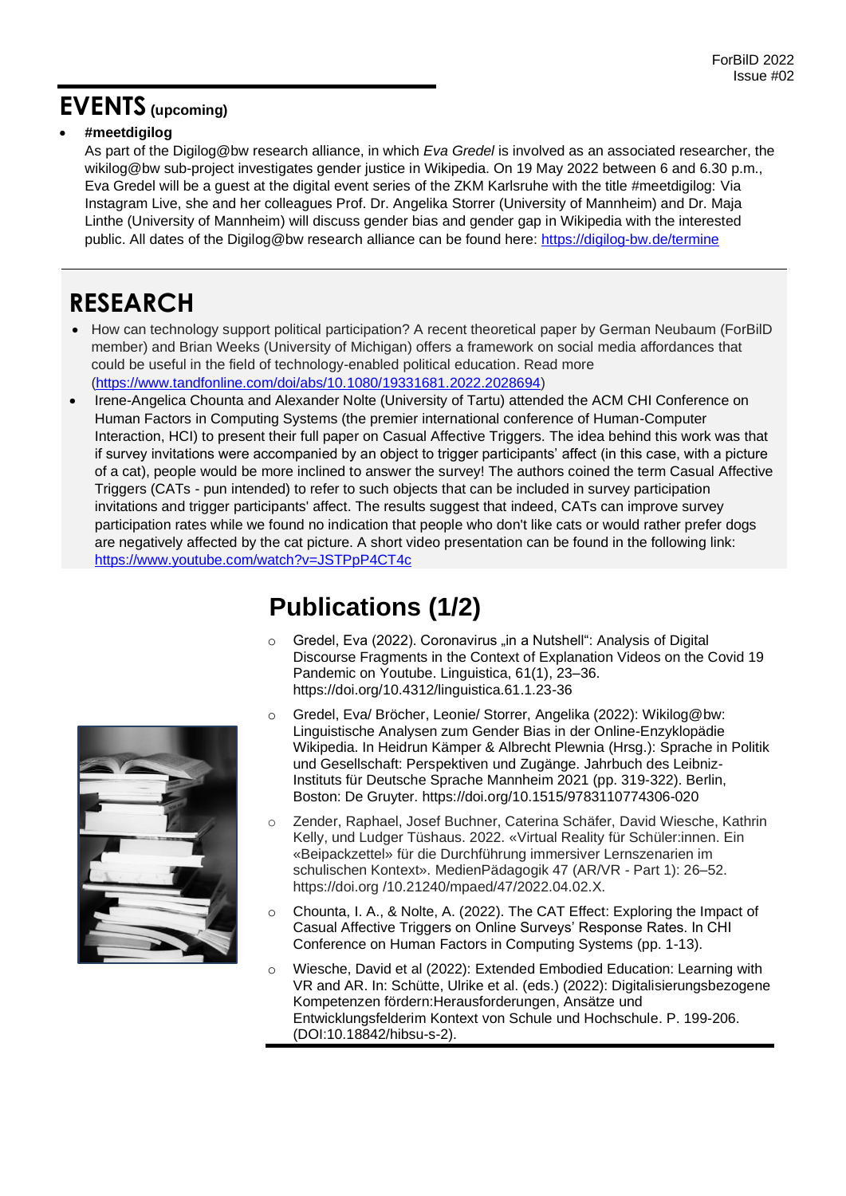# EVENTS (upcoming)

- **#meetdigilog**
  As part of the Digilog@bw research alliance, in which *Eva Gredel* is involved as an associated researcher, the wikilog@bw sub-project investigates gender justice in Wikipedia. On 19 May 2022 between 6 and 6.30 p.m., Eva Gredel will be a guest at the digital event series of the ZKM Karlsruhe with the title #meetdigilog: Via Instagram Live, she and her colleagues Prof. Dr. Angelika Storrer (University of Mannheim) and Dr. Maja Linthe (University of Mannheim) will discuss gender bias and gender gap in Wikipedia with the interested public. All dates of the Digilog@bw research alliance can be found here: https://digilog-bw.de/termine

# RESEARCH

- How can technology support political participation? A recent theoretical paper by German Neubaum (ForBiLD member) and Brian Weeks (University of Michigan) offers a framework on social media affordances that could be useful in the field of technology-enabled political education. Read more (https://www.tandfonline.com/doi/abs/10.1080/19331681.2022.2028694)
- Irene-Angelica Chounta and Alexander Nolte (University of Tartu) attended the ACM CHI Conference on Human Factors in Computing Systems (the premier international conference of Human-Computer Interaction, HCI) to present their full paper on Casual Affective Triggers. The idea behind this work was that if survey invitations were accompanied by an object to trigger participants' affect (in this case, with a picture of a cat), people would be more inclined to answer the survey! The authors coined the term Casual Affective Triggers (CATs - pun intended) to refer to such objects that can be included in survey participation invitations and trigger participants' affect. The results suggest that indeed, CATs can improve survey participation rates while we found no indication that people who don't like cats or would rather prefer dogs are negatively affected by the cat picture. A short video presentation can be found in the following link: https://www.youtube.com/watch?v=JSTPpP4CT4c

# Publications (1/2)

- Gredel, Eva (2022). Coronavirus „in a Nutshell“: Analysis of Digital Discourse Fragments in the Context of Explanation Videos on the Covid 19 Pandemic on Youtube. Linguistica, 61(1), 23–36. https://doi.org/10.4312/linguistica.61.1.23-36
- Gredel, Eva/ Bröcher, Leonie/ Storrer, Angelika (2022): Wikilog@bw: Linguistische Analysen zum Gender Bias in der Online-Enzyklopädie Wikipedia. In Heidrun Kämper & Albrecht Plewnia (Hrsg.): Sprache in Politik und Gesellschaft: Perspektiven und Zugänge. Jahrbuch des Leibniz-Instituts für Deutsche Sprache Mannheim 2021 (pp. 319-322). Berlin, Boston: De Gruyter. https://doi.org/10.1515/9783110774306-020
- Zender, Raphael, Josef Buchner, Caterina Schäfer, David Wiesche, Kathrin Kelly, und Ludger Tüshaus. 2022. «Virtual Reality für Schüler:innen. Ein «Beipackzettel» für die Durchführung immersiver Lernszenarien im schulischen Kontext». MedienPädagogik 47 (AR/VR - Part 1): 26–52. https://doi.org /10.21240/mpaed/47/2022.04.02.X.
- Chounta, I. A., & Nolte, A. (2022). The CAT Effect: Exploring the Impact of Casual Affective Triggers on Online Surveys' Response Rates. In CHI Conference on Human Factors in Computing Systems (pp. 1-13).
- Wiesche, David et al (2022): Extended Embodied Education: Learning with VR and AR. In: Schütte, Ulrike et al. (eds.) (2022): Digitalisierungsbezogene Kompetenzen fördern:Herausforderungen, Ansätze und Entwicklungsfelderim Kontext von Schule und Hochschule. P. 199-206. (DOI:10.18842/hibsu-s-2).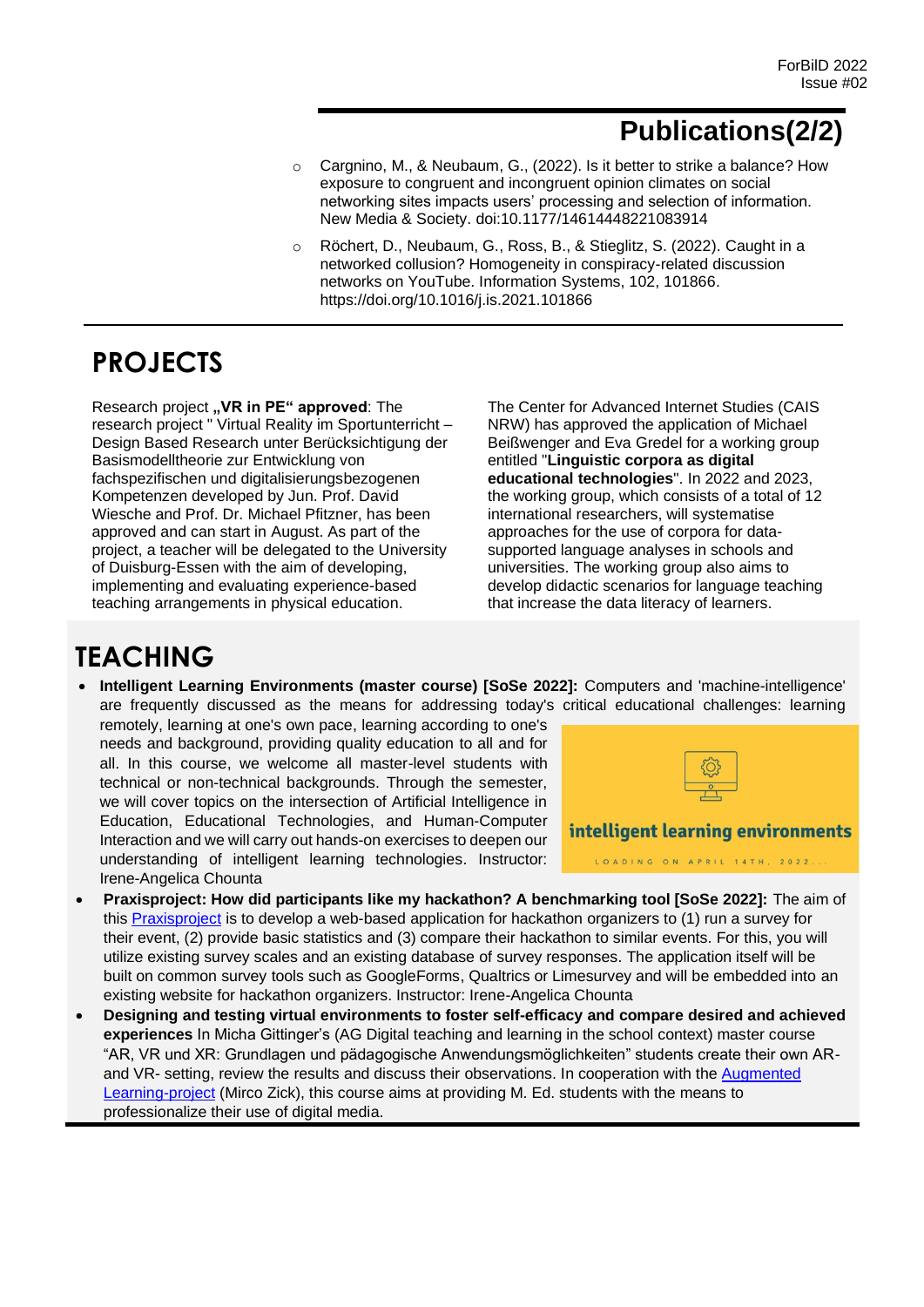## Publications(2/2)

- Cargnino, M., & Neubaum, G., (2022). Is it better to strike a balance? How exposure to congruent and incongruent opinion climates on social networking sites impacts users' processing and selection of information. New Media & Society. doi:10.1177/14614448221083914
- Röchert, D., Neubaum, G., Ross, B., & Stieglitz, S. (2022). Caught in a networked collusion? Homogeneity in conspiracy-related discussion networks on YouTube. Information Systems, 102, 101866. https://doi.org/10.1016/j.is.2021.101866

# PROJECTS

Research project **„VR in PE" approved**: The research project " Virtual Reality im Sportunterricht – Design Based Research unter Berücksichtigung der Basismodelltheorie zur Entwicklung von fachspezifischen und digitalisierungsbezogenen Kompetenzen developed by Jun. Prof. David Wiesche and Prof. Dr. Michael Pfitzner, has been approved and can start in August. As part of the project, a teacher will be delegated to the University of Duisburg-Essen with the aim of developing, implementing and evaluating experience-based teaching arrangements in physical education.

The Center for Advanced Internet Studies (CAIS NRW) has approved the application of Michael Beißwenger and Eva Gredel for a working group entitled "**Linguistic corpora as digital educational technologies**". In 2022 and 2023, the working group, which consists of a total of 12 international researchers, will systematise approaches for the use of corpora for data-supported language analyses in schools and universities. The working group also aims to develop didactic scenarios for language teaching that increase the data literacy of learners.

# TEACHING

- **Intelligent Learning Environments (master course) [SoSe 2022]:** Computers and 'machine-intelligence' are frequently discussed as the means for addressing today's critical educational challenges: learning remotely, learning at one's own pace, learning according to one's needs and background, providing quality education to all and for all. In this course, we welcome all master-level students with technical or non-technical backgrounds. Through the semester, we will cover topics on the intersection of Artificial Intelligence in Education, Educational Technologies, and Human-Computer Interaction and we will carry out hands-on exercises to deepen our understanding of intelligent learning technologies. Instructor: Irene-Angelica Chounta

  intelligent learning environments

  LOADING ON APRIL 14TH, 2022...

- **Praxisproject: How did participants like my hackathon? A benchmarking tool [SoSe 2022]:** The aim of this Praxisproject is to develop a web-based application for hackathon organizers to (1) run a survey for their event, (2) provide basic statistics and (3) compare their hackathon to similar events. For this, you will utilize existing survey scales and an existing database of survey responses. The application itself will be built on common survey tools such as GoogleForms, Qualtrics or Limesurvey and will be embedded into an existing website for hackathon organizers. Instructor: Irene-Angelica Chounta
- **Designing and testing virtual environments to foster self-efficacy and compare desired and achieved experiences** In Micha Gittinger's (AG Digital teaching and learning in the school context) master course "AR, VR und XR: Grundlagen und pädagogische Anwendungsmöglichkeiten" students create their own AR- and VR- setting, review the results and discuss their observations. In cooperation with the Augmented Learning-project (Mirco Zick), this course aims at providing M. Ed. students with the means to professionalize their use of digital media.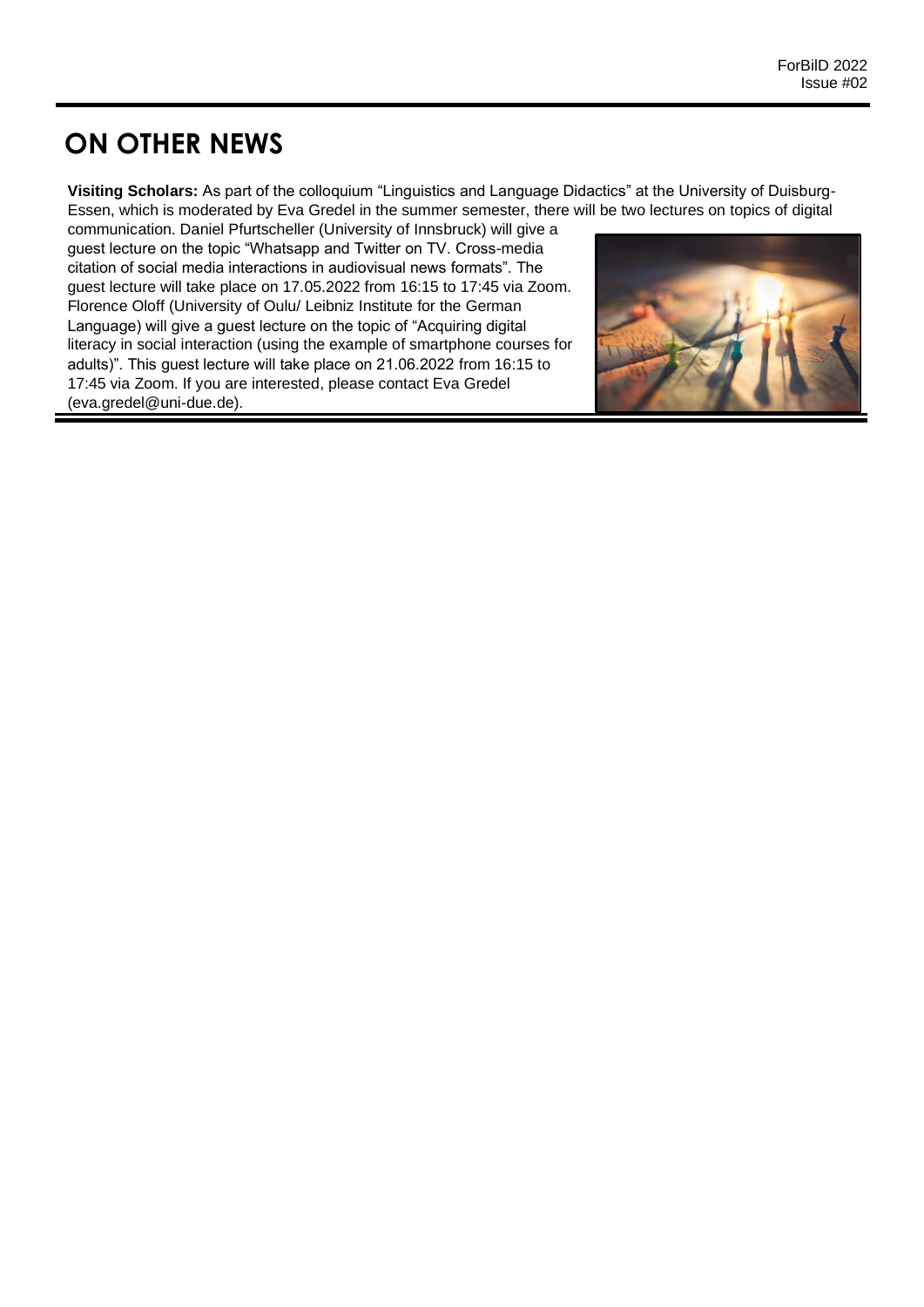# ON OTHER NEWS

**Visiting Scholars:** As part of the colloquium "Linguistics and Language Didactics" at the University of Duisburg-Essen, which is moderated by Eva Gredel in the summer semester, there will be two lectures on topics of digital communication. Daniel Pfurtscheller (University of Innsbruck) will give a guest lecture on the topic "Whatsapp and Twitter on TV. Cross-media citation of social media interactions in audiovisual news formats". The guest lecture will take place on 17.05.2022 from 16:15 to 17:45 via Zoom. Florence Oloff (University of Oulu/ Leibniz Institute for the German Language) will give a guest lecture on the topic of "Acquiring digital literacy in social interaction (using the example of smartphone courses for adults)". This guest lecture will take place on 21.06.2022 from 16:15 to 17:45 via Zoom. If you are interested, please contact Eva Gredel (eva.gredel@uni-due.de).